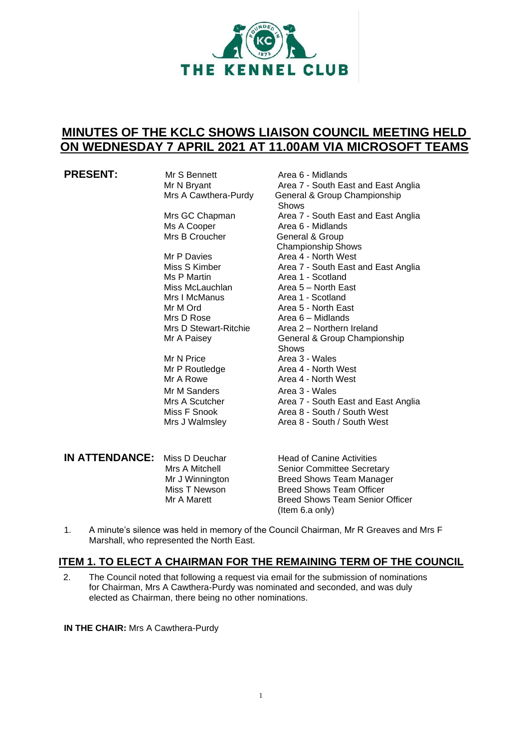# MINUTES OF THE KCLC SHOWS LIAISON COUNCIL MEETING HELD ON WEDNESDAY 7 APRIL 2021 AT 11.00AM VIA MICROSOFT TEAMS

**PRESENT:**

| | |
|---|---|
| Mr S Bennett | Area 6 - Midlands |
| Mr N Bryant | Area 7 - South East and East Anglia |
| Mrs A Cawthera-Purdy | General & Group Championship Shows |
| Mrs GC Chapman | Area 7 - South East and East Anglia |
| Ms A Cooper | Area 6 - Midlands |
| Mrs B Croucher | General & Group Championship Shows |
| Mr P Davies | Area 4 - North West |
| Miss S Kimber | Area 7 - South East and East Anglia |
| Ms P Martin | Area 1 - Scotland |
| Miss McLauchlan | Area 5 – North East |
| Mrs I McManus | Area 1 - Scotland |
| Mr M Ord | Area 5 - North East |
| Mrs D Rose | Area 6 – Midlands |
| Mrs D Stewart-Ritchie | Area 2 – Northern Ireland |
| Mr A Paisey | General & Group Championship Shows |
| Mr N Price | Area 3 - Wales |
| Mr P Routledge | Area 4 - North West |
| Mr A Rowe | Area 4 - North West |
| Mr M Sanders | Area 3 - Wales |
| Mrs A Scutcher | Area 7 - South East and East Anglia |
| Miss F Snook | Area 8 - South / South West |
| Mrs J Walmsley | Area 8 - South / South West |

**IN ATTENDANCE:**

| | |
|---|---|
| Miss D Deuchar | Head of Canine Activities |
| Mrs A Mitchell | Senior Committee Secretary |
| Mr J Winnington | Breed Shows Team Manager |
| Miss T Newson | Breed Shows Team Officer |
| Mr A Marett | Breed Shows Team Senior Officer (Item 6.a only) |

1. A minute's silence was held in memory of the Council Chairman, Mr R Greaves and Mrs F Marshall, who represented the North East.

## ITEM 1. TO ELECT A CHAIRMAN FOR THE REMAINING TERM OF THE COUNCIL

2. The Council noted that following a request via email for the submission of nominations for Chairman, Mrs A Cawthera-Purdy was nominated and seconded, and was duly elected as Chairman, there being no other nominations.

**IN THE CHAIR:** Mrs A Cawthera-Purdy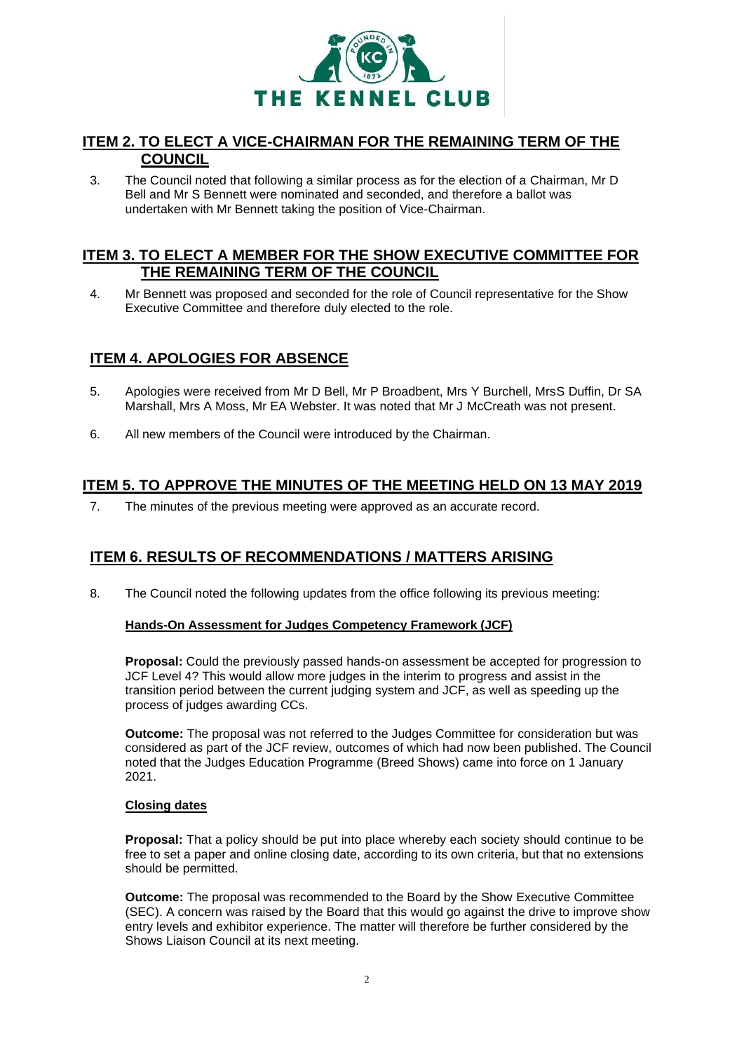## ITEM 2. TO ELECT A VICE-CHAIRMAN FOR THE REMAINING TERM OF THE COUNCIL

3. The Council noted that following a similar process as for the election of a Chairman, Mr D Bell and Mr S Bennett were nominated and seconded, and therefore a ballot was undertaken with Mr Bennett taking the position of Vice-Chairman.

## ITEM 3. TO ELECT A MEMBER FOR THE SHOW EXECUTIVE COMMITTEE FOR THE REMAINING TERM OF THE COUNCIL

4. Mr Bennett was proposed and seconded for the role of Council representative for the Show Executive Committee and therefore duly elected to the role.

## ITEM 4. APOLOGIES FOR ABSENCE

5. Apologies were received from Mr D Bell, Mr P Broadbent, Mrs Y Burchell, MrsS Duffin, Dr SA Marshall, Mrs A Moss, Mr EA Webster. It was noted that Mr J McCreath was not present.

6. All new members of the Council were introduced by the Chairman.

## ITEM 5. TO APPROVE THE MINUTES OF THE MEETING HELD ON 13 MAY 2019

7. The minutes of the previous meeting were approved as an accurate record.

## ITEM 6. RESULTS OF RECOMMENDATIONS / MATTERS ARISING

8. The Council noted the following updates from the office following its previous meeting:

**Hands-On Assessment for Judges Competency Framework (JCF)**

**Proposal:** Could the previously passed hands-on assessment be accepted for progression to JCF Level 4? This would allow more judges in the interim to progress and assist in the transition period between the current judging system and JCF, as well as speeding up the process of judges awarding CCs.

**Outcome:** The proposal was not referred to the Judges Committee for consideration but was considered as part of the JCF review, outcomes of which had now been published. The Council noted that the Judges Education Programme (Breed Shows) came into force on 1 January 2021.

**Closing dates**

**Proposal:** That a policy should be put into place whereby each society should continue to be free to set a paper and online closing date, according to its own criteria, but that no extensions should be permitted.

**Outcome:** The proposal was recommended to the Board by the Show Executive Committee (SEC). A concern was raised by the Board that this would go against the drive to improve show entry levels and exhibitor experience. The matter will therefore be further considered by the Shows Liaison Council at its next meeting.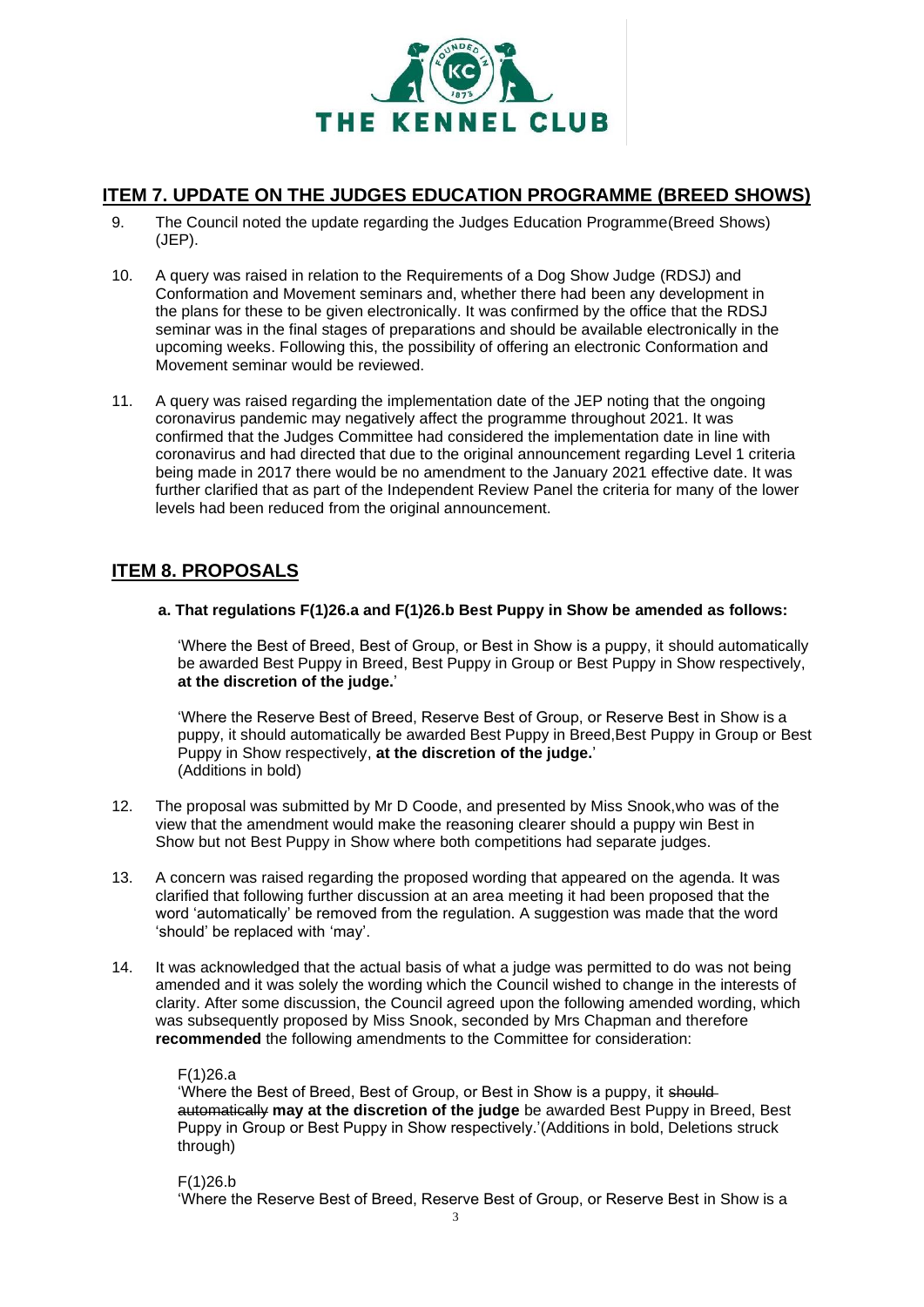## ITEM 7. UPDATE ON THE JUDGES EDUCATION PROGRAMME (BREED SHOWS)

9. The Council noted the update regarding the Judges Education Programme(Breed Shows) (JEP).

10. A query was raised in relation to the Requirements of a Dog Show Judge (RDSJ) and Conformation and Movement seminars and, whether there had been any development in the plans for these to be given electronically. It was confirmed by the office that the RDSJ seminar was in the final stages of preparations and should be available electronically in the upcoming weeks. Following this, the possibility of offering an electronic Conformation and Movement seminar would be reviewed.

11. A query was raised regarding the implementation date of the JEP noting that the ongoing coronavirus pandemic may negatively affect the programme throughout 2021. It was confirmed that the Judges Committee had considered the implementation date in line with coronavirus and had directed that due to the original announcement regarding Level 1 criteria being made in 2017 there would be no amendment to the January 2021 effective date. It was further clarified that as part of the Independent Review Panel the criteria for many of the lower levels had been reduced from the original announcement.

## ITEM 8. PROPOSALS

**a. That regulations F(1)26.a and F(1)26.b Best Puppy in Show be amended as follows:**

'Where the Best of Breed, Best of Group, or Best in Show is a puppy, it should automatically be awarded Best Puppy in Breed, Best Puppy in Group or Best Puppy in Show respectively, **at the discretion of the judge.**'

'Where the Reserve Best of Breed, Reserve Best of Group, or Reserve Best in Show is a puppy, it should automatically be awarded Best Puppy in Breed,Best Puppy in Group or Best Puppy in Show respectively, **at the discretion of the judge.**'
(Additions in bold)

12. The proposal was submitted by Mr D Coode, and presented by Miss Snook,who was of the view that the amendment would make the reasoning clearer should a puppy win Best in Show but not Best Puppy in Show where both competitions had separate judges.

13. A concern was raised regarding the proposed wording that appeared on the agenda. It was clarified that following further discussion at an area meeting it had been proposed that the word 'automatically' be removed from the regulation. A suggestion was made that the word 'should' be replaced with 'may'.

14. It was acknowledged that the actual basis of what a judge was permitted to do was not being amended and it was solely the wording which the Council wished to change in the interests of clarity. After some discussion, the Council agreed upon the following amended wording, which was subsequently proposed by Miss Snook, seconded by Mrs Chapman and therefore **recommended** the following amendments to the Committee for consideration:

    F(1)26.a
    'Where the Best of Breed, Best of Group, or Best in Show is a puppy, it ~~should automatically~~ **may at the discretion of the judge** be awarded Best Puppy in Breed, Best Puppy in Group or Best Puppy in Show respectively.'(Additions in bold, Deletions struck through)

    F(1)26.b
    'Where the Reserve Best of Breed, Reserve Best of Group, or Reserve Best in Show is a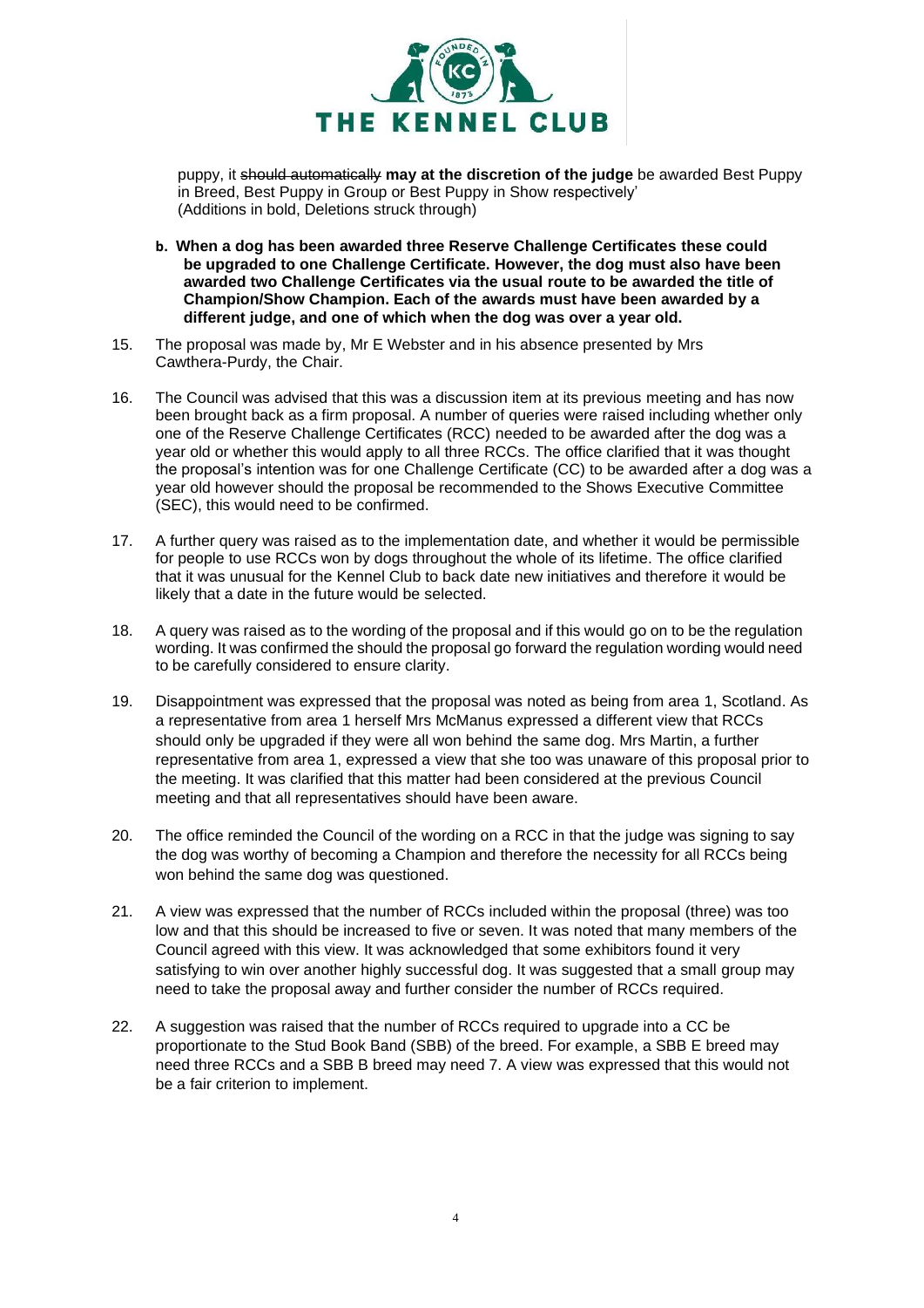puppy, it ~~should automatically~~ **may at the discretion of the judge** be awarded Best Puppy in Breed, Best Puppy in Group or Best Puppy in Show respectively'
(Additions in bold, Deletions struck through)

**b. When a dog has been awarded three Reserve Challenge Certificates these could be upgraded to one Challenge Certificate. However, the dog must also have been awarded two Challenge Certificates via the usual route to be awarded the title of Champion/Show Champion. Each of the awards must have been awarded by a different judge, and one of which when the dog was over a year old.**

15. The proposal was made by, Mr E Webster and in his absence presented by Mrs Cawthera-Purdy, the Chair.

16. The Council was advised that this was a discussion item at its previous meeting and has now been brought back as a firm proposal. A number of queries were raised including whether only one of the Reserve Challenge Certificates (RCC) needed to be awarded after the dog was a year old or whether this would apply to all three RCCs. The office clarified that it was thought the proposal's intention was for one Challenge Certificate (CC) to be awarded after a dog was a year old however should the proposal be recommended to the Shows Executive Committee (SEC), this would need to be confirmed.

17. A further query was raised as to the implementation date, and whether it would be permissible for people to use RCCs won by dogs throughout the whole of its lifetime. The office clarified that it was unusual for the Kennel Club to back date new initiatives and therefore it would be likely that a date in the future would be selected.

18. A query was raised as to the wording of the proposal and if this would go on to be the regulation wording. It was confirmed the should the proposal go forward the regulation wording would need to be carefully considered to ensure clarity.

19. Disappointment was expressed that the proposal was noted as being from area 1, Scotland. As a representative from area 1 herself Mrs McManus expressed a different view that RCCs should only be upgraded if they were all won behind the same dog. Mrs Martin, a further representative from area 1, expressed a view that she too was unaware of this proposal prior to the meeting. It was clarified that this matter had been considered at the previous Council meeting and that all representatives should have been aware.

20. The office reminded the Council of the wording on a RCC in that the judge was signing to say the dog was worthy of becoming a Champion and therefore the necessity for all RCCs being won behind the same dog was questioned.

21. A view was expressed that the number of RCCs included within the proposal (three) was too low and that this should be increased to five or seven. It was noted that many members of the Council agreed with this view. It was acknowledged that some exhibitors found it very satisfying to win over another highly successful dog. It was suggested that a small group may need to take the proposal away and further consider the number of RCCs required.

22. A suggestion was raised that the number of RCCs required to upgrade into a CC be proportionate to the Stud Book Band (SBB) of the breed. For example, a SBB E breed may need three RCCs and a SBB B breed may need 7. A view was expressed that this would not be a fair criterion to implement.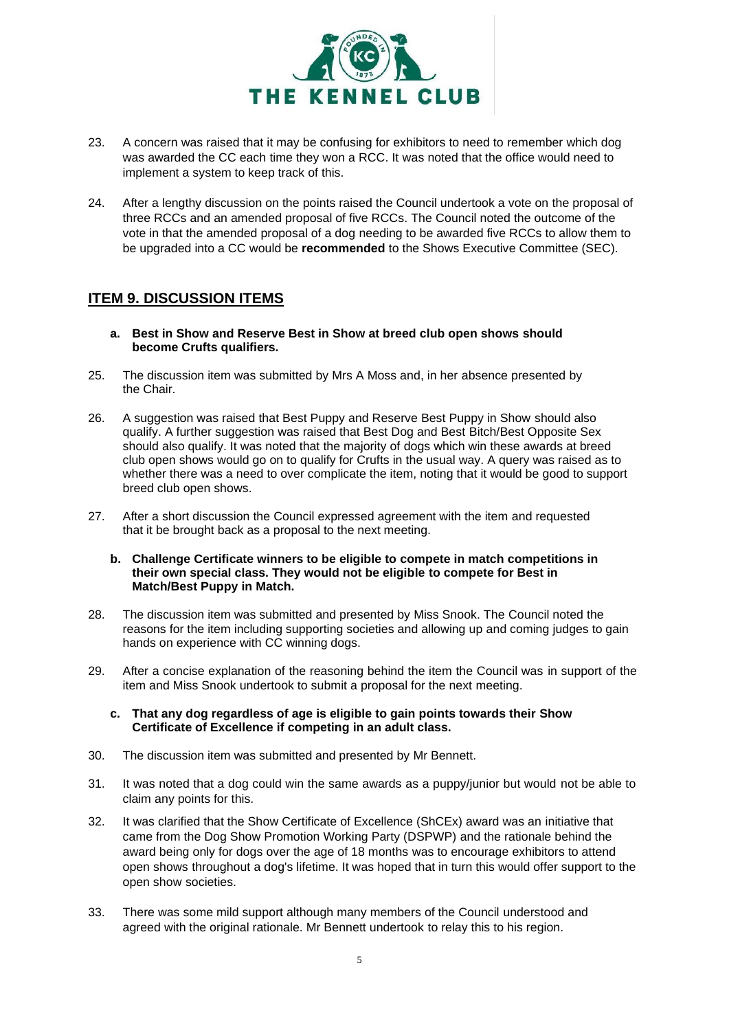23. A concern was raised that it may be confusing for exhibitors to need to remember which dog was awarded the CC each time they won a RCC. It was noted that the office would need to implement a system to keep track of this.

24. After a lengthy discussion on the points raised the Council undertook a vote on the proposal of three RCCs and an amended proposal of five RCCs. The Council noted the outcome of the vote in that the amended proposal of a dog needing to be awarded five RCCs to allow them to be upgraded into a CC would be **recommended** to the Shows Executive Committee (SEC).

## ITEM 9. DISCUSSION ITEMS

**a. Best in Show and Reserve Best in Show at breed club open shows should become Crufts qualifiers.**

25. The discussion item was submitted by Mrs A Moss and, in her absence presented by the Chair.

26. A suggestion was raised that Best Puppy and Reserve Best Puppy in Show should also qualify. A further suggestion was raised that Best Dog and Best Bitch/Best Opposite Sex should also qualify. It was noted that the majority of dogs which win these awards at breed club open shows would go on to qualify for Crufts in the usual way. A query was raised as to whether there was a need to over complicate the item, noting that it would be good to support breed club open shows.

27. After a short discussion the Council expressed agreement with the item and requested that it be brought back as a proposal to the next meeting.

**b. Challenge Certificate winners to be eligible to compete in match competitions in their own special class. They would not be eligible to compete for Best in Match/Best Puppy in Match.**

28. The discussion item was submitted and presented by Miss Snook. The Council noted the reasons for the item including supporting societies and allowing up and coming judges to gain hands on experience with CC winning dogs.

29. After a concise explanation of the reasoning behind the item the Council was in support of the item and Miss Snook undertook to submit a proposal for the next meeting.

**c. That any dog regardless of age is eligible to gain points towards their Show Certificate of Excellence if competing in an adult class.**

30. The discussion item was submitted and presented by Mr Bennett.

31. It was noted that a dog could win the same awards as a puppy/junior but would not be able to claim any points for this.

32. It was clarified that the Show Certificate of Excellence (ShCEx) award was an initiative that came from the Dog Show Promotion Working Party (DSPWP) and the rationale behind the award being only for dogs over the age of 18 months was to encourage exhibitors to attend open shows throughout a dog's lifetime. It was hoped that in turn this would offer support to the open show societies.

33. There was some mild support although many members of the Council understood and agreed with the original rationale. Mr Bennett undertook to relay this to his region.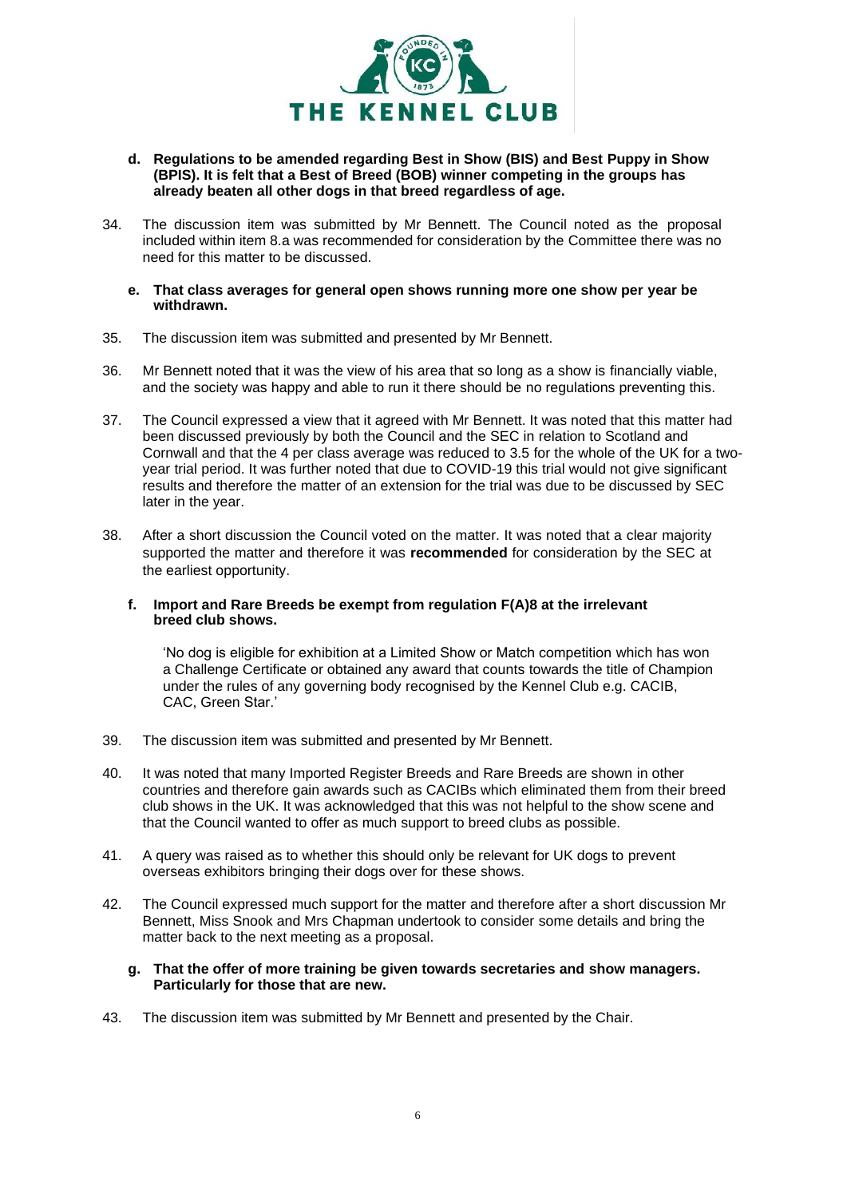**d. Regulations to be amended regarding Best in Show (BIS) and Best Puppy in Show (BPIS). It is felt that a Best of Breed (BOB) winner competing in the groups has already beaten all other dogs in that breed regardless of age.**

34. The discussion item was submitted by Mr Bennett. The Council noted as the proposal included within item 8.a was recommended for consideration by the Committee there was no need for this matter to be discussed.

**e. That class averages for general open shows running more one show per year be withdrawn.**

35. The discussion item was submitted and presented by Mr Bennett.

36. Mr Bennett noted that it was the view of his area that so long as a show is financially viable, and the society was happy and able to run it there should be no regulations preventing this.

37. The Council expressed a view that it agreed with Mr Bennett. It was noted that this matter had been discussed previously by both the Council and the SEC in relation to Scotland and Cornwall and that the 4 per class average was reduced to 3.5 for the whole of the UK for a two-year trial period. It was further noted that due to COVID-19 this trial would not give significant results and therefore the matter of an extension for the trial was due to be discussed by SEC later in the year.

38. After a short discussion the Council voted on the matter. It was noted that a clear majority supported the matter and therefore it was **recommended** for consideration by the SEC at the earliest opportunity.

**f. Import and Rare Breeds be exempt from regulation F(A)8 at the irrelevant breed club shows.**

> 'No dog is eligible for exhibition at a Limited Show or Match competition which has won a Challenge Certificate or obtained any award that counts towards the title of Champion under the rules of any governing body recognised by the Kennel Club e.g. CACIB, CAC, Green Star.'

39. The discussion item was submitted and presented by Mr Bennett.

40. It was noted that many Imported Register Breeds and Rare Breeds are shown in other countries and therefore gain awards such as CACIBs which eliminated them from their breed club shows in the UK. It was acknowledged that this was not helpful to the show scene and that the Council wanted to offer as much support to breed clubs as possible.

41. A query was raised as to whether this should only be relevant for UK dogs to prevent overseas exhibitors bringing their dogs over for these shows.

42. The Council expressed much support for the matter and therefore after a short discussion Mr Bennett, Miss Snook and Mrs Chapman undertook to consider some details and bring the matter back to the next meeting as a proposal.

**g. That the offer of more training be given towards secretaries and show managers. Particularly for those that are new.**

43. The discussion item was submitted by Mr Bennett and presented by the Chair.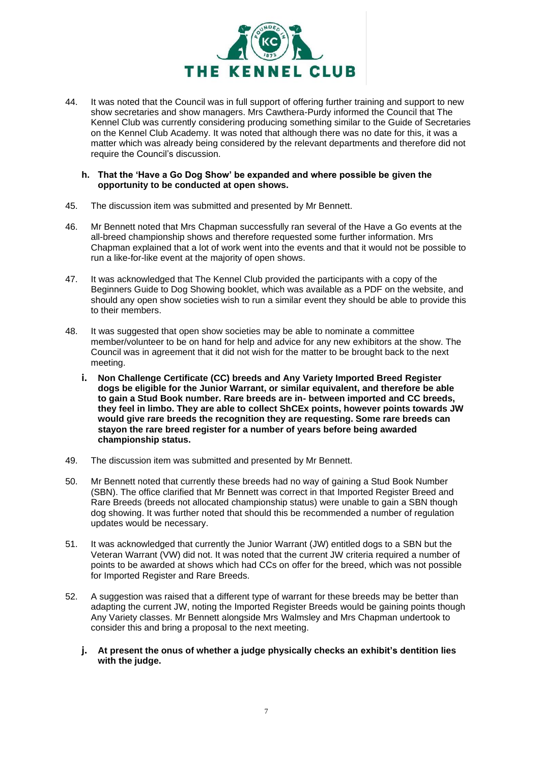44. It was noted that the Council was in full support of offering further training and support to new show secretaries and show managers. Mrs Cawthera-Purdy informed the Council that The Kennel Club was currently considering producing something similar to the Guide of Secretaries on the Kennel Club Academy. It was noted that although there was no date for this, it was a matter which was already being considered by the relevant departments and therefore did not require the Council's discussion.

**h. That the 'Have a Go Dog Show' be expanded and where possible be given the opportunity to be conducted at open shows.**

45. The discussion item was submitted and presented by Mr Bennett.

46. Mr Bennett noted that Mrs Chapman successfully ran several of the Have a Go events at the all-breed championship shows and therefore requested some further information. Mrs Chapman explained that a lot of work went into the events and that it would not be possible to run a like-for-like event at the majority of open shows.

47. It was acknowledged that The Kennel Club provided the participants with a copy of the Beginners Guide to Dog Showing booklet, which was available as a PDF on the website, and should any open show societies wish to run a similar event they should be able to provide this to their members.

48. It was suggested that open show societies may be able to nominate a committee member/volunteer to be on hand for help and advice for any new exhibitors at the show. The Council was in agreement that it did not wish for the matter to be brought back to the next meeting.

**i. Non Challenge Certificate (CC) breeds and Any Variety Imported Breed Register dogs be eligible for the Junior Warrant, or similar equivalent, and therefore be able to gain a Stud Book number. Rare breeds are in- between imported and CC breeds, they feel in limbo. They are able to collect ShCEx points, however points towards JW would give rare breeds the recognition they are requesting. Some rare breeds can stayon the rare breed register for a number of years before being awarded championship status.**

49. The discussion item was submitted and presented by Mr Bennett.

50. Mr Bennett noted that currently these breeds had no way of gaining a Stud Book Number (SBN). The office clarified that Mr Bennett was correct in that Imported Register Breed and Rare Breeds (breeds not allocated championship status) were unable to gain a SBN though dog showing. It was further noted that should this be recommended a number of regulation updates would be necessary.

51. It was acknowledged that currently the Junior Warrant (JW) entitled dogs to a SBN but the Veteran Warrant (VW) did not. It was noted that the current JW criteria required a number of points to be awarded at shows which had CCs on offer for the breed, which was not possible for Imported Register and Rare Breeds.

52. A suggestion was raised that a different type of warrant for these breeds may be better than adapting the current JW, noting the Imported Register Breeds would be gaining points though Any Variety classes. Mr Bennett alongside Mrs Walmsley and Mrs Chapman undertook to consider this and bring a proposal to the next meeting.

**j. At present the onus of whether a judge physically checks an exhibit's dentition lies with the judge.**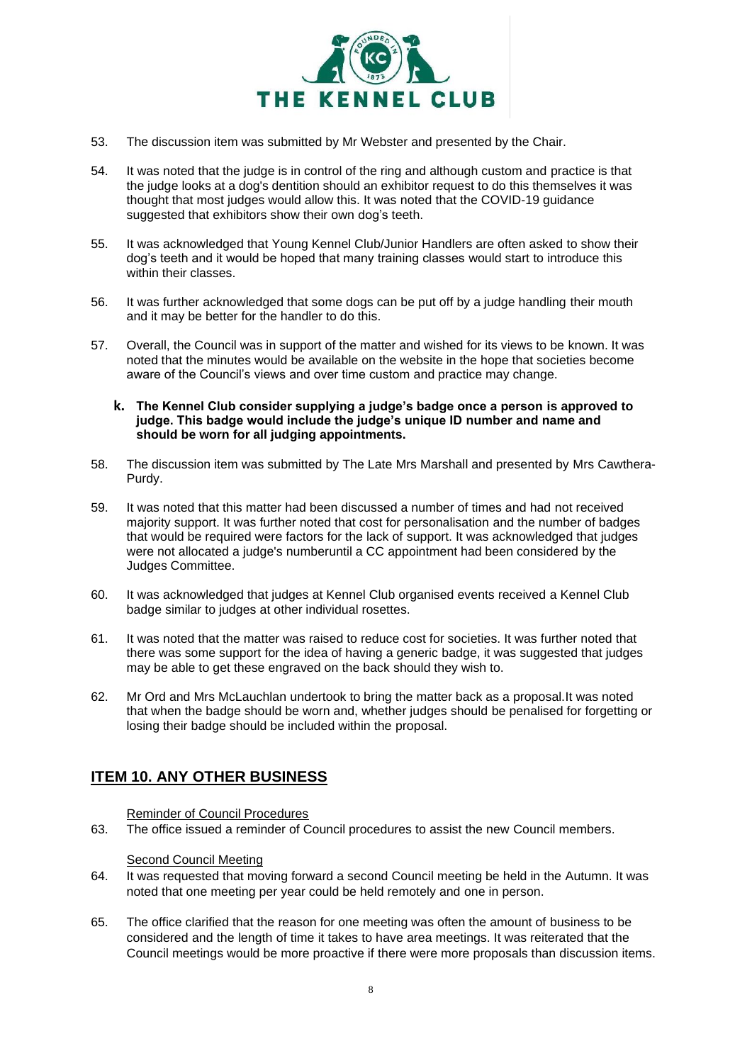53. The discussion item was submitted by Mr Webster and presented by the Chair.

54. It was noted that the judge is in control of the ring and although custom and practice is that the judge looks at a dog's dentition should an exhibitor request to do this themselves it was thought that most judges would allow this. It was noted that the COVID-19 guidance suggested that exhibitors show their own dog's teeth.

55. It was acknowledged that Young Kennel Club/Junior Handlers are often asked to show their dog's teeth and it would be hoped that many training classes would start to introduce this within their classes.

56. It was further acknowledged that some dogs can be put off by a judge handling their mouth and it may be better for the handler to do this.

57. Overall, the Council was in support of the matter and wished for its views to be known. It was noted that the minutes would be available on the website in the hope that societies become aware of the Council's views and over time custom and practice may change.

**k. The Kennel Club consider supplying a judge's badge once a person is approved to judge. This badge would include the judge's unique ID number and name and should be worn for all judging appointments.**

58. The discussion item was submitted by The Late Mrs Marshall and presented by Mrs Cawthera-Purdy.

59. It was noted that this matter had been discussed a number of times and had not received majority support. It was further noted that cost for personalisation and the number of badges that would be required were factors for the lack of support. It was acknowledged that judges were not allocated a judge's numberuntil a CC appointment had been considered by the Judges Committee.

60. It was acknowledged that judges at Kennel Club organised events received a Kennel Club badge similar to judges at other individual rosettes.

61. It was noted that the matter was raised to reduce cost for societies. It was further noted that there was some support for the idea of having a generic badge, it was suggested that judges may be able to get these engraved on the back should they wish to.

62. Mr Ord and Mrs McLauchlan undertook to bring the matter back as a proposal.It was noted that when the badge should be worn and, whether judges should be penalised for forgetting or losing their badge should be included within the proposal.

## ITEM 10. ANY OTHER BUSINESS

Reminder of Council Procedures

63. The office issued a reminder of Council procedures to assist the new Council members.

Second Council Meeting

64. It was requested that moving forward a second Council meeting be held in the Autumn. It was noted that one meeting per year could be held remotely and one in person.

65. The office clarified that the reason for one meeting was often the amount of business to be considered and the length of time it takes to have area meetings. It was reiterated that the Council meetings would be more proactive if there were more proposals than discussion items.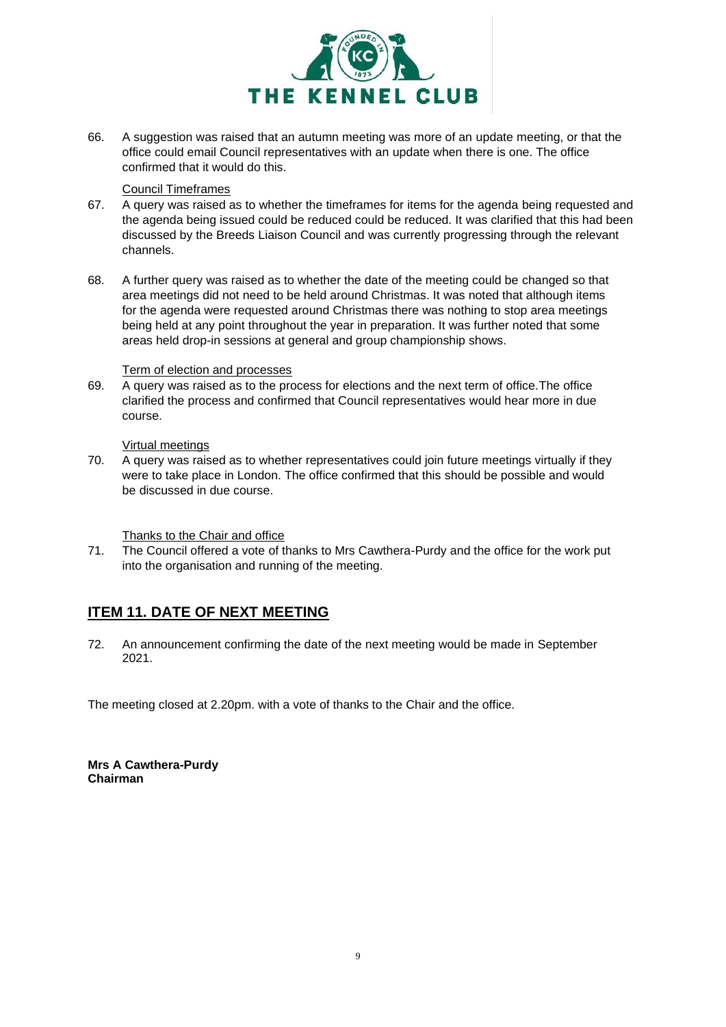66. A suggestion was raised that an autumn meeting was more of an update meeting, or that the office could email Council representatives with an update when there is one. The office confirmed that it would do this.

Council Timeframes

67. A query was raised as to whether the timeframes for items for the agenda being requested and the agenda being issued could be reduced could be reduced. It was clarified that this had been discussed by the Breeds Liaison Council and was currently progressing through the relevant channels.

68. A further query was raised as to whether the date of the meeting could be changed so that area meetings did not need to be held around Christmas. It was noted that although items for the agenda were requested around Christmas there was nothing to stop area meetings being held at any point throughout the year in preparation. It was further noted that some areas held drop-in sessions at general and group championship shows.

Term of election and processes

69. A query was raised as to the process for elections and the next term of office.The office clarified the process and confirmed that Council representatives would hear more in due course.

Virtual meetings

70. A query was raised as to whether representatives could join future meetings virtually if they were to take place in London. The office confirmed that this should be possible and would be discussed in due course.

Thanks to the Chair and office

71. The Council offered a vote of thanks to Mrs Cawthera-Purdy and the office for the work put into the organisation and running of the meeting.

## ITEM 11. DATE OF NEXT MEETING

72. An announcement confirming the date of the next meeting would be made in September 2021.

The meeting closed at 2.20pm. with a vote of thanks to the Chair and the office.

**Mrs A Cawthera-Purdy**
**Chairman**